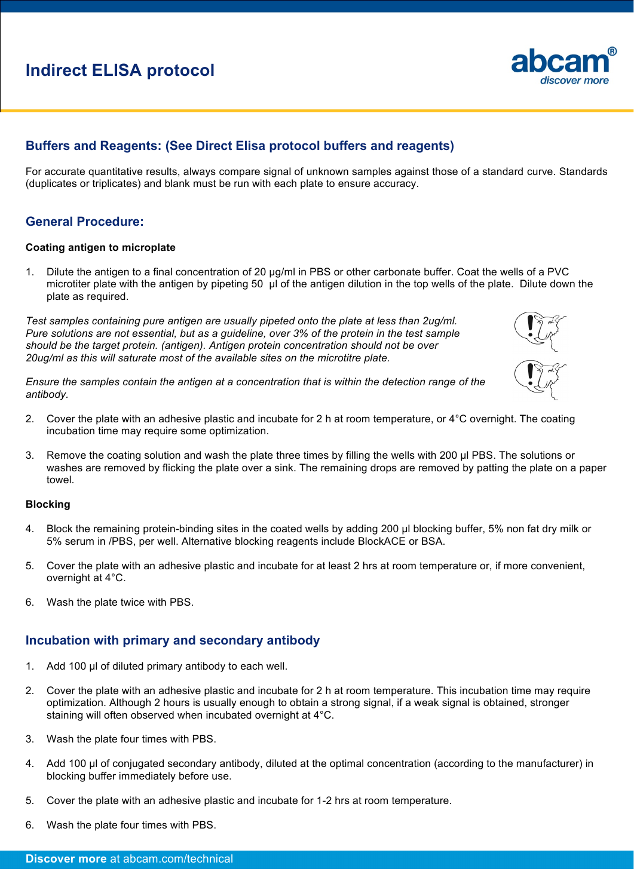# Indirect ELISA protocol

## Buffers and Reagents: (See Direct Elisa protocol buffers and reagents)

For accurate quantitative results, always compare signal of unknown samples against those of a standard curve. Standards (duplicates or triplicates) and blank must be run with each plate to ensure accuracy.

## General Procedure:

### Coating antigen to microplate

1. Dilute the antigen to a final concentration of 20 µg/ml in PBS or other carbonate buffer. Coat the wells of a PVC microtiter plate with the antigen by pipeting 50  µl of the antigen dilution in the top wells of the plate.  Dilute down the plate as required.

*Test samples containing pure antigen are usually pipeted onto the plate at less than 2ug/ml. Pure solutions are not essential, but as a guideline, over 3% of the protein in the test sample should be the target protein. (antigen). Antigen protein concentration should not be over 20ug/ml as this will saturate most of the available sites on the microtitre plate.*

*Ensure the samples contain the antigen at a concentration that is within the detection range of the antibody.*

2. Cover the plate with an adhesive plastic and incubate for 2 h at room temperature, or 4°C overnight. The coating incubation time may require some optimization.

3. Remove the coating solution and wash the plate three times by filling the wells with 200 µl PBS. The solutions or washes are removed by flicking the plate over a sink. The remaining drops are removed by patting the plate on a paper towel.

### Blocking

4. Block the remaining protein-binding sites in the coated wells by adding 200 µl blocking buffer, 5% non fat dry milk or 5% serum in /PBS, per well. Alternative blocking reagents include BlockACE or BSA.

5. Cover the plate with an adhesive plastic and incubate for at least 2 hrs at room temperature or, if more convenient, overnight at 4°C.

6. Wash the plate twice with PBS.

## Incubation with primary and secondary antibody

1. Add 100 µl of diluted primary antibody to each well.

2. Cover the plate with an adhesive plastic and incubate for 2 h at room temperature. This incubation time may require optimization. Although 2 hours is usually enough to obtain a strong signal, if a weak signal is obtained, stronger staining will often observed when incubated overnight at 4°C.

3. Wash the plate four times with PBS.

4. Add 100 µl of conjugated secondary antibody, diluted at the optimal concentration (according to the manufacturer) in blocking buffer immediately before use.

5. Cover the plate with an adhesive plastic and incubate for 1-2 hrs at room temperature.

6. Wash the plate four times with PBS.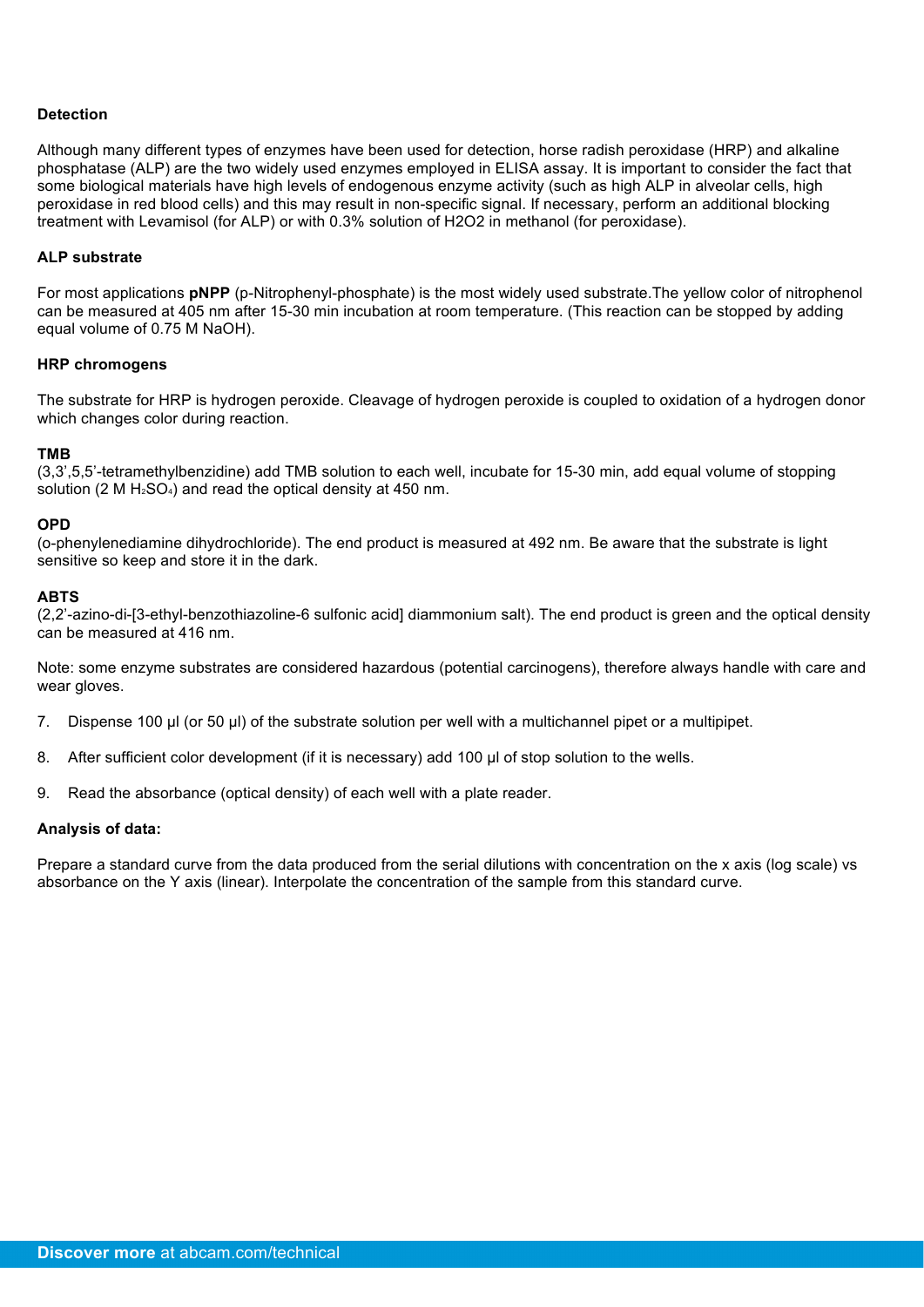**Detection**

Although many different types of enzymes have been used for detection, horse radish peroxidase (HRP) and alkaline phosphatase (ALP) are the two widely used enzymes employed in ELISA assay. It is important to consider the fact that some biological materials have high levels of endogenous enzyme activity (such as high ALP in alveolar cells, high peroxidase in red blood cells) and this may result in non-specific signal. If necessary, perform an additional blocking treatment with Levamisol (for ALP) or with 0.3% solution of H2O2 in methanol (for peroxidase).

**ALP substrate**

For most applications **pNPP** (p-Nitrophenyl-phosphate) is the most widely used substrate.The yellow color of nitrophenol can be measured at 405 nm after 15-30 min incubation at room temperature. (This reaction can be stopped by adding equal volume of 0.75 M NaOH).

**HRP chromogens**

The substrate for HRP is hydrogen peroxide. Cleavage of hydrogen peroxide is coupled to oxidation of a hydrogen donor which changes color during reaction.

**TMB**
(3,3',5,5'-tetramethylbenzidine) add TMB solution to each well, incubate for 15-30 min, add equal volume of stopping solution (2 M $H_2SO_4$) and read the optical density at 450 nm.

**OPD**
(o-phenylenediamine dihydrochloride). The end product is measured at 492 nm. Be aware that the substrate is light sensitive so keep and store it in the dark.

**ABTS**
(2,2'-azino-di-[3-ethyl-benzothiazoline-6 sulfonic acid] diammonium salt). The end product is green and the optical density can be measured at 416 nm.

Note: some enzyme substrates are considered hazardous (potential carcinogens), therefore always handle with care and wear gloves.

7. Dispense 100 µl (or 50 µl) of the substrate solution per well with a multichannel pipet or a multipipet.

8. After sufficient color development (if it is necessary) add 100 µl of stop solution to the wells.

9. Read the absorbance (optical density) of each well with a plate reader.

**Analysis of data:**

Prepare a standard curve from the data produced from the serial dilutions with concentration on the x axis (log scale) vs absorbance on the Y axis (linear). Interpolate the concentration of the sample from this standard curve.